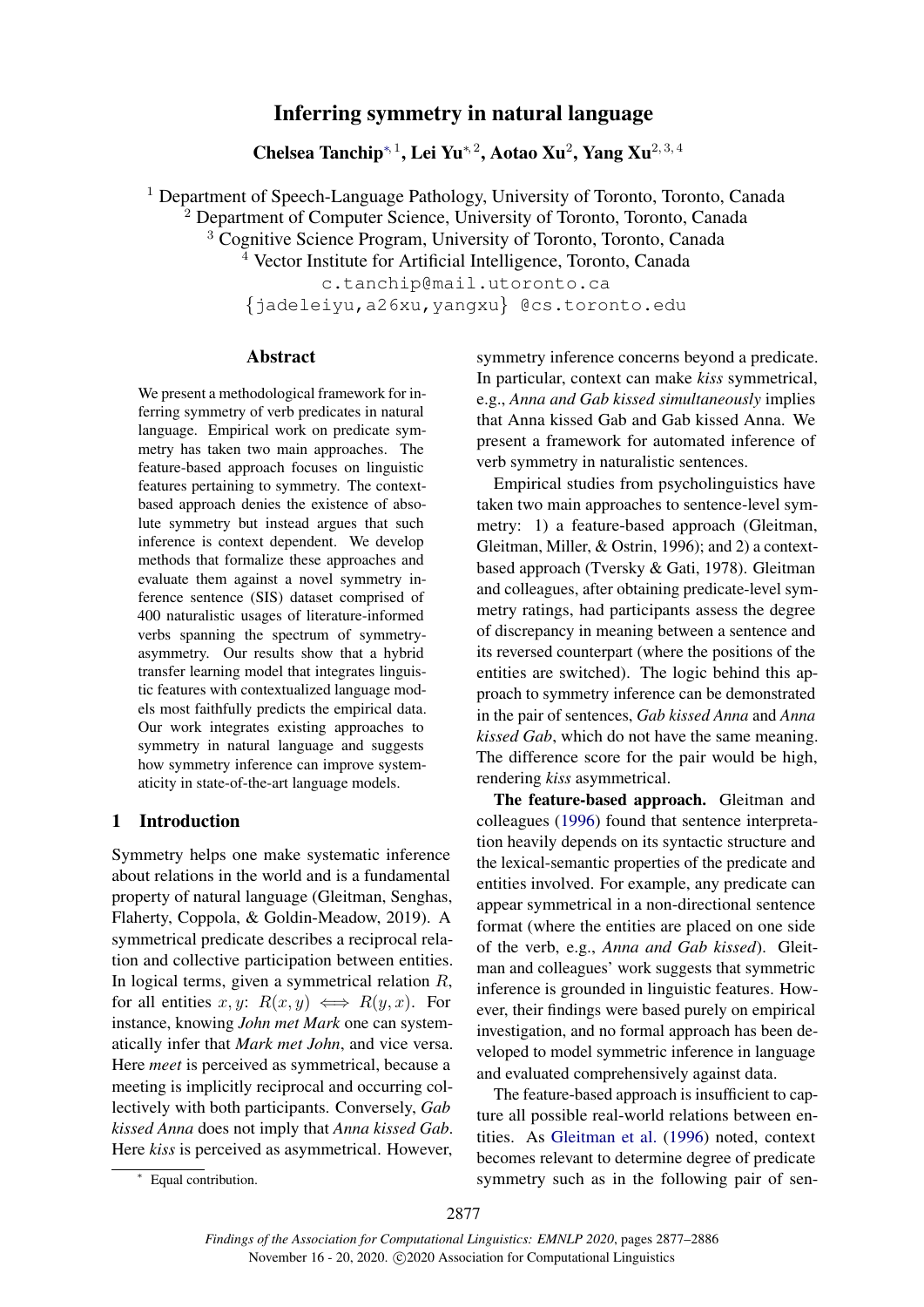# Inferring symmetry in natural language

**Chelsea Tanchip**[*,1], **Lei Yu**[*,2], **Aotao Xu**[2], **Yang Xu**[2,3,4]

[1] Department of Speech-Language Pathology, University of Toronto, Toronto, Canada
[2] Department of Computer Science, University of Toronto, Toronto, Canada
[3] Cognitive Science Program, University of Toronto, Toronto, Canada
[4] Vector Institute for Artificial Intelligence, Toronto, Canada

c.tanchip@mail.utoronto.ca
{jadeleiyu,a26xu,yangxu} @cs.toronto.edu

## Abstract

We present a methodological framework for inferring symmetry of verb predicates in natural language. Empirical work on predicate symmetry has taken two main approaches. The feature-based approach focuses on linguistic features pertaining to symmetry. The context-based approach denies the existence of absolute symmetry but instead argues that such inference is context dependent. We develop methods that formalize these approaches and evaluate them against a novel symmetry inference sentence (SIS) dataset comprised of 400 naturalistic usages of literature-informed verbs spanning the spectrum of symmetry-asymmetry. Our results show that a hybrid transfer learning model that integrates linguistic features with contextualized language models most faithfully predicts the empirical data. Our work integrates existing approaches to symmetry in natural language and suggests how symmetry inference can improve systematicity in state-of-the-art language models.

## 1 Introduction

Symmetry helps one make systematic inference about relations in the world and is a fundamental property of natural language (Gleitman, Senghas, Flaherty, Coppola, & Goldin-Meadow, 2019). A symmetrical predicate describes a reciprocal relation and collective participation between entities. In logical terms, given a symmetrical relation $R$, for all entities $x, y$: $R(x, y) \iff R(y, x)$. For instance, knowing *John met Mark* one can systematically infer that *Mark met John*, and vice versa. Here *meet* is perceived as symmetrical, because a meeting is implicitly reciprocal and occurring collectively with both participants. Conversely, *Gab kissed Anna* does not imply that *Anna kissed Gab*. Here *kiss* is perceived as asymmetrical. However, symmetry inference concerns beyond a predicate. In particular, context can make *kiss* symmetrical, e.g., *Anna and Gab kissed simultaneously* implies that Anna kissed Gab and Gab kissed Anna. We present a framework for automated inference of verb symmetry in naturalistic sentences.

Empirical studies from psycholinguistics have taken two main approaches to sentence-level symmetry: 1) a feature-based approach (Gleitman, Gleitman, Miller, & Ostrin, 1996); and 2) a context-based approach (Tversky & Gati, 1978). Gleitman and colleagues, after obtaining predicate-level symmetry ratings, had participants assess the degree of discrepancy in meaning between a sentence and its reversed counterpart (where the positions of the entities are switched). The logic behind this approach to symmetry inference can be demonstrated in the pair of sentences, *Gab kissed Anna* and *Anna kissed Gab*, which do not have the same meaning. The difference score for the pair would be high, rendering *kiss* asymmetrical.

**The feature-based approach.** Gleitman and colleagues (1996) found that sentence interpretation heavily depends on its syntactic structure and the lexical-semantic properties of the predicate and entities involved. For example, any predicate can appear symmetrical in a non-directional sentence format (where the entities are placed on one side of the verb, e.g., *Anna and Gab kissed*). Gleitman and colleagues' work suggests that symmetric inference is grounded in linguistic features. However, their findings were based purely on empirical investigation, and no formal approach has been developed to model symmetric inference in language and evaluated comprehensively against data.

The feature-based approach is insufficient to capture all possible real-world relations between entities. As Gleitman et al. (1996) noted, context becomes relevant to determine degree of predicate symmetry such as in the following pair of sen-

[*] Equal contribution.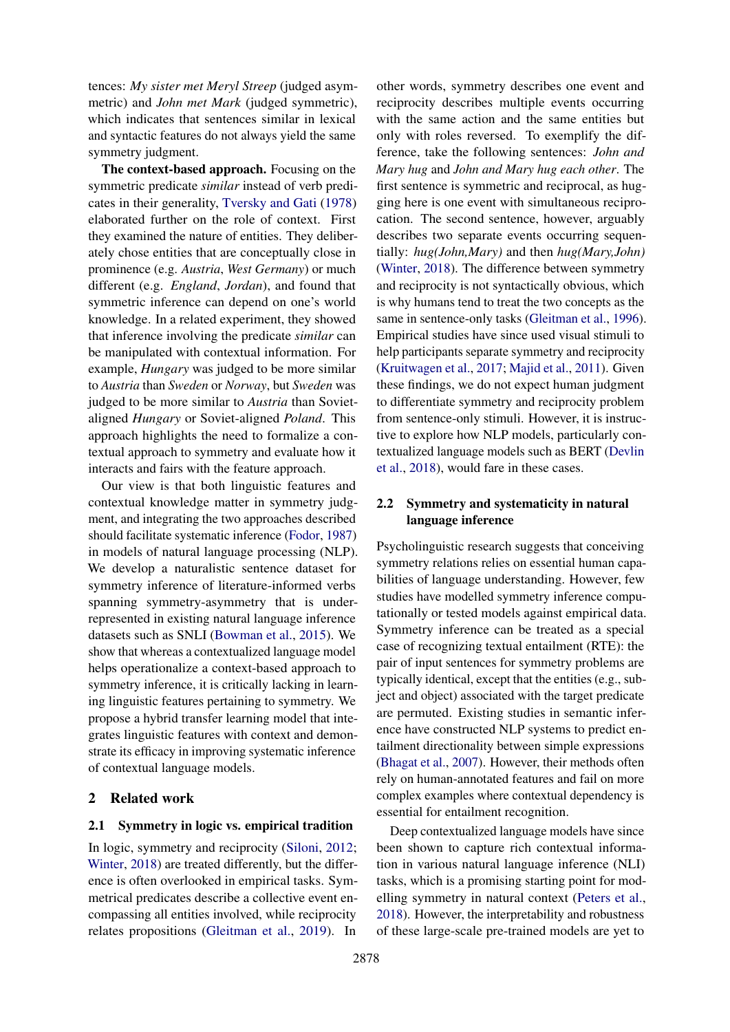tences: *My sister met Meryl Streep* (judged asymmetric) and *John met Mark* (judged symmetric), which indicates that sentences similar in lexical and syntactic features do not always yield the same symmetry judgment.

**The context-based approach.** Focusing on the symmetric predicate *similar* instead of verb predicates in their generality, Tversky and Gati (1978) elaborated further on the role of context. First they examined the nature of entities. They deliberately chose entities that are conceptually close in prominence (e.g. *Austria*, *West Germany*) or much different (e.g. *England*, *Jordan*), and found that symmetric inference can depend on one's world knowledge. In a related experiment, they showed that inference involving the predicate *similar* can be manipulated with contextual information. For example, *Hungary* was judged to be more similar to *Austria* than *Sweden* or *Norway*, but *Sweden* was judged to be more similar to *Austria* than Soviet-aligned *Hungary* or Soviet-aligned *Poland*. This approach highlights the need to formalize a contextual approach to symmetry and evaluate how it interacts and fairs with the feature approach.

Our view is that both linguistic features and contextual knowledge matter in symmetry judgment, and integrating the two approaches described should facilitate systematic inference (Fodor, 1987) in models of natural language processing (NLP). We develop a naturalistic sentence dataset for symmetry inference of literature-informed verbs spanning symmetry-asymmetry that is underrepresented in existing natural language inference datasets such as SNLI (Bowman et al., 2015). We show that whereas a contextualized language model helps operationalize a context-based approach to symmetry inference, it is critically lacking in learning linguistic features pertaining to symmetry. We propose a hybrid transfer learning model that integrates linguistic features with context and demonstrate its efficacy in improving systematic inference of contextual language models.

## 2 Related work

### 2.1 Symmetry in logic vs. empirical tradition

In logic, symmetry and reciprocity (Siloni, 2012; Winter, 2018) are treated differently, but the difference is often overlooked in empirical tasks. Symmetrical predicates describe a collective event encompassing all entities involved, while reciprocity relates propositions (Gleitman et al., 2019). In other words, symmetry describes one event and reciprocity describes multiple events occurring with the same action and the same entities but only with roles reversed. To exemplify the difference, take the following sentences: *John and Mary hug* and *John and Mary hug each other*. The first sentence is symmetric and reciprocal, as hugging here is one event with simultaneous reciprocation. The second sentence, however, arguably describes two separate events occurring sequentially: *hug(John,Mary)* and then *hug(Mary,John)* (Winter, 2018). The difference between symmetry and reciprocity is not syntactically obvious, which is why humans tend to treat the two concepts as the same in sentence-only tasks (Gleitman et al., 1996). Empirical studies have since used visual stimuli to help participants separate symmetry and reciprocity (Kruitwagen et al., 2017; Majid et al., 2011). Given these findings, we do not expect human judgment to differentiate symmetry and reciprocity problem from sentence-only stimuli. However, it is instructive to explore how NLP models, particularly contextualized language models such as BERT (Devlin et al., 2018), would fare in these cases.

### 2.2 Symmetry and systematicity in natural language inference

Psycholinguistic research suggests that conceiving symmetry relations relies on essential human capabilities of language understanding. However, few studies have modelled symmetry inference computationally or tested models against empirical data. Symmetry inference can be treated as a special case of recognizing textual entailment (RTE): the pair of input sentences for symmetry problems are typically identical, except that the entities (e.g., subject and object) associated with the target predicate are permuted. Existing studies in semantic inference have constructed NLP systems to predict entailment directionality between simple expressions (Bhagat et al., 2007). However, their methods often rely on human-annotated features and fail on more complex examples where contextual dependency is essential for entailment recognition.

Deep contextualized language models have since been shown to capture rich contextual information in various natural language inference (NLI) tasks, which is a promising starting point for modelling symmetry in natural context (Peters et al., 2018). However, the interpretability and robustness of these large-scale pre-trained models are yet to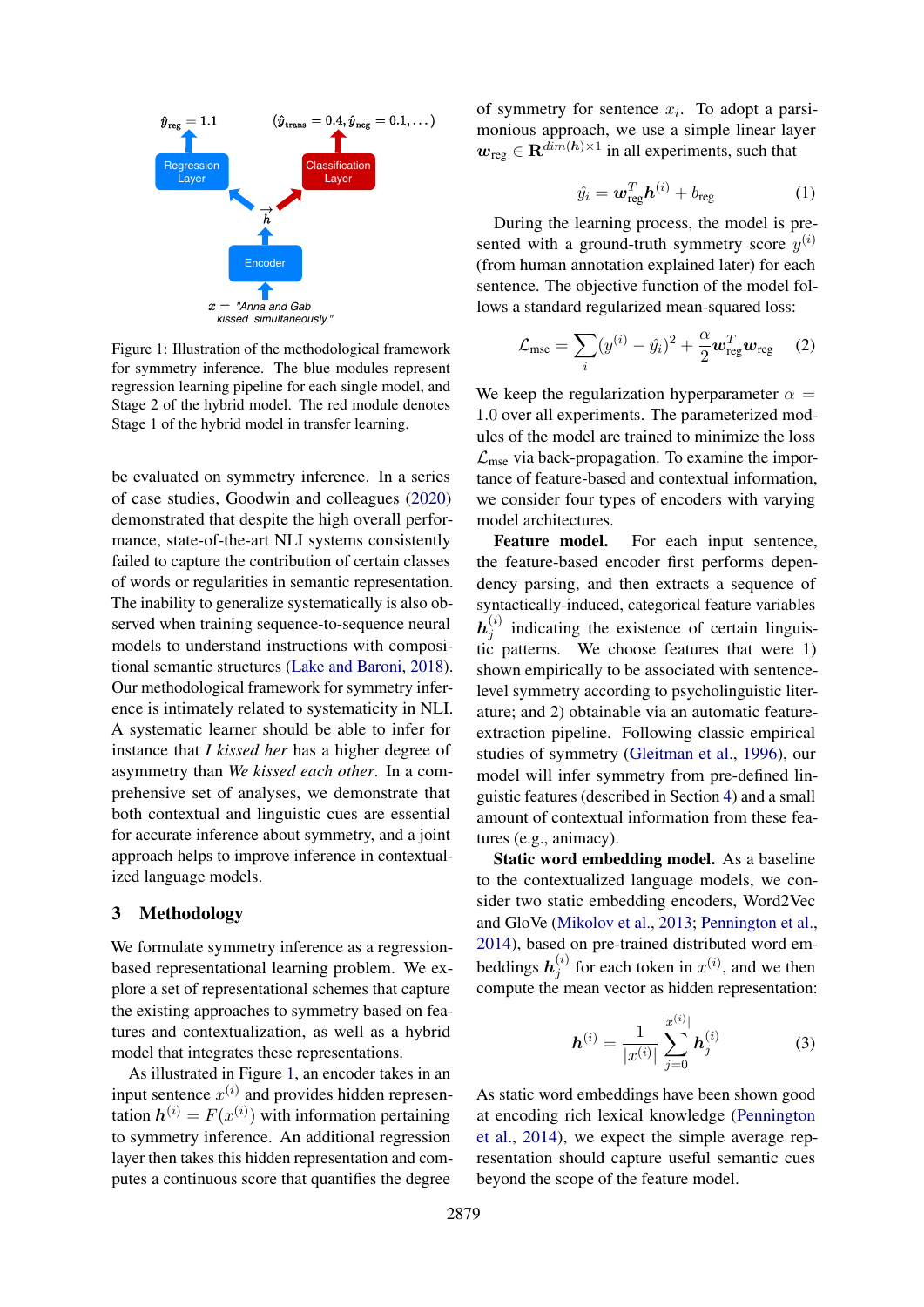Figure 1: Illustration of the methodological framework for symmetry inference. The blue modules represent regression learning pipeline for each single model, and Stage 2 of the hybrid model. The red module denotes Stage 1 of the hybrid model in transfer learning.

be evaluated on symmetry inference. In a series of case studies, Goodwin and colleagues (2020) demonstrated that despite the high overall performance, state-of-the-art NLI systems consistently failed to capture the contribution of certain classes of words or regularities in semantic representation. The inability to generalize systematically is also observed when training sequence-to-sequence neural models to understand instructions with compositional semantic structures (Lake and Baroni, 2018). Our methodological framework for symmetry inference is intimately related to systematicity in NLI. A systematic learner should be able to infer for instance that *I kissed her* has a higher degree of asymmetry than *We kissed each other*. In a comprehensive set of analyses, we demonstrate that both contextual and linguistic cues are essential for accurate inference about symmetry, and a joint approach helps to improve inference in contextualized language models.

## 3 Methodology

We formulate symmetry inference as a regression-based representational learning problem. We explore a set of representational schemes that capture the existing approaches to symmetry based on features and contextualization, as well as a hybrid model that integrates these representations.

As illustrated in Figure 1, an encoder takes in an input sentence $x^{(i)}$ and provides hidden representation $\boldsymbol{h}^{(i)} = F(x^{(i)})$ with information pertaining to symmetry inference. An additional regression layer then takes this hidden representation and computes a continuous score that quantifies the degree of symmetry for sentence $x_i$. To adopt a parsimonious approach, we use a simple linear layer $\boldsymbol{w}_{\text{reg}} \in \mathbf{R}^{dim(\boldsymbol{h}) \times 1}$ in all experiments, such that

$$\hat{y}_i = \boldsymbol{w}_{\text{reg}}^T \boldsymbol{h}^{(i)} + b_{\text{reg}} \tag{1}$$

During the learning process, the model is presented with a ground-truth symmetry score $y^{(i)}$ (from human annotation explained later) for each sentence. The objective function of the model follows a standard regularized mean-squared loss:

$$\mathcal{L}_{\text{mse}} = \sum_i (y^{(i)} - \hat{y}_i)^2 + \frac{\alpha}{2} \boldsymbol{w}_{\text{reg}}^T \boldsymbol{w}_{\text{reg}} \tag{2}$$

We keep the regularization hyperparameter $\alpha = 1.0$ over all experiments. The parameterized modules of the model are trained to minimize the loss $\mathcal{L}_{\text{mse}}$ via back-propagation. To examine the importance of feature-based and contextual information, we consider four types of encoders with varying model architectures.

**Feature model.** For each input sentence, the feature-based encoder first performs dependency parsing, and then extracts a sequence of syntactically-induced, categorical feature variables $\boldsymbol{h}_j^{(i)}$ indicating the existence of certain linguistic patterns. We choose features that were 1) shown empirically to be associated with sentence-level symmetry according to psycholinguistic literature; and 2) obtainable via an automatic feature-extraction pipeline. Following classic empirical studies of symmetry (Gleitman et al., 1996), our model will infer symmetry from pre-defined linguistic features (described in Section 4) and a small amount of contextual information from these features (e.g., animacy).

**Static word embedding model.** As a baseline to the contextualized language models, we consider two static embedding encoders, Word2Vec and GloVe (Mikolov et al., 2013; Pennington et al., 2014), based on pre-trained distributed word embeddings $\boldsymbol{h}_j^{(i)}$ for each token in $x^{(i)}$, and we then compute the mean vector as hidden representation:

$$\boldsymbol{h}^{(i)} = \frac{1}{|x^{(i)}|} \sum_{j=0}^{|x^{(i)}|} \boldsymbol{h}_j^{(i)} \tag{3}$$

As static word embeddings have been shown good at encoding rich lexical knowledge (Pennington et al., 2014), we expect the simple average representation should capture useful semantic cues beyond the scope of the feature model.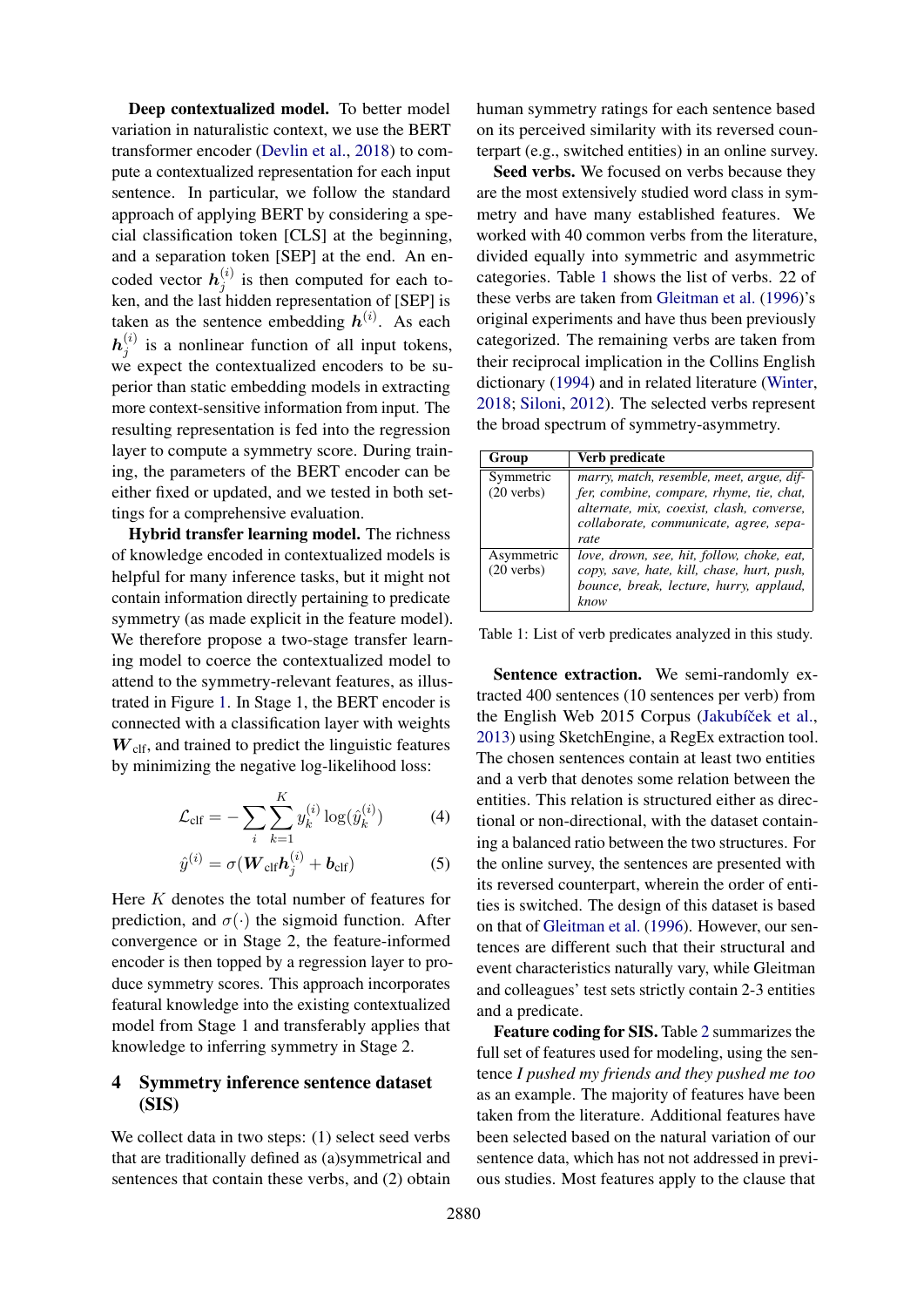**Deep contextualized model.** To better model variation in naturalistic context, we use the BERT transformer encoder (Devlin et al., 2018) to compute a contextualized representation for each input sentence. In particular, we follow the standard approach of applying BERT by considering a special classification token [CLS] at the beginning, and a separation token [SEP] at the end. An encoded vector $\boldsymbol{h}_j^{(i)}$ is then computed for each token, and the last hidden representation of [SEP] is taken as the sentence embedding $\boldsymbol{h}^{(i)}$. As each $\boldsymbol{h}_j^{(i)}$ is a nonlinear function of all input tokens, we expect the contextualized encoders to be superior than static embedding models in extracting more context-sensitive information from input. The resulting representation is fed into the regression layer to compute a symmetry score. During training, the parameters of the BERT encoder can be either fixed or updated, and we tested in both settings for a comprehensive evaluation.

**Hybrid transfer learning model.** The richness of knowledge encoded in contextualized models is helpful for many inference tasks, but it might not contain information directly pertaining to predicate symmetry (as made explicit in the feature model). We therefore propose a two-stage transfer learning model to coerce the contextualized model to attend to the symmetry-relevant features, as illustrated in Figure 1. In Stage 1, the BERT encoder is connected with a classification layer with weights $\boldsymbol{W}_{\text{clf}}$, and trained to predict the linguistic features by minimizing the negative log-likelihood loss:

$$\mathcal{L}_{\text{clf}} = -\sum_{i}\sum_{k=1}^{K} y_k^{(i)} \log(\hat{y}_k^{(i)}) \tag{4}$$

$$\hat{y}^{(i)} = \sigma(\boldsymbol{W}_{\text{clf}}\boldsymbol{h}_j^{(i)} + \boldsymbol{b}_{\text{clf}}) \tag{5}$$

Here $K$ denotes the total number of features for prediction, and $\sigma(\cdot)$ the sigmoid function. After convergence or in Stage 2, the feature-informed encoder is then topped by a regression layer to produce symmetry scores. This approach incorporates featural knowledge into the existing contextualized model from Stage 1 and transferably applies that knowledge to inferring symmetry in Stage 2.

## 4 Symmetry inference sentence dataset (SIS)

We collect data in two steps: (1) select seed verbs that are traditionally defined as (a)symmetrical and sentences that contain these verbs, and (2) obtain human symmetry ratings for each sentence based on its perceived similarity with its reversed counterpart (e.g., switched entities) in an online survey.

**Seed verbs.** We focused on verbs because they are the most extensively studied word class in symmetry and have many established features. We worked with 40 common verbs from the literature, divided equally into symmetric and asymmetric categories. Table 1 shows the list of verbs. 22 of these verbs are taken from Gleitman et al. (1996)'s original experiments and have thus been previously categorized. The remaining verbs are taken from their reciprocal implication in the Collins English dictionary (1994) and in related literature (Winter, 2018; Siloni, 2012). The selected verbs represent the broad spectrum of symmetry-asymmetry.

| Group | Verb predicate |
|---|---|
| Symmetric (20 verbs) | *marry, match, resemble, meet, argue, differ, combine, compare, rhyme, tie, chat, alternate, mix, coexist, clash, converse, collaborate, communicate, agree, separate* |
| Asymmetric (20 verbs) | *love, drown, see, hit, follow, choke, eat, copy, save, hate, kill, chase, hurt, push, bounce, break, lecture, hurry, applaud, know* |

Table 1: List of verb predicates analyzed in this study.

**Sentence extraction.** We semi-randomly extracted 400 sentences (10 sentences per verb) from the English Web 2015 Corpus (Jakubíček et al., 2013) using SketchEngine, a RegEx extraction tool. The chosen sentences contain at least two entities and a verb that denotes some relation between the entities. This relation is structured either as directional or non-directional, with the dataset containing a balanced ratio between the two structures. For the online survey, the sentences are presented with its reversed counterpart, wherein the order of entities is switched. The design of this dataset is based on that of Gleitman et al. (1996). However, our sentences are different such that their structural and event characteristics naturally vary, while Gleitman and colleagues' test sets strictly contain 2-3 entities and a predicate.

**Feature coding for SIS.** Table 2 summarizes the full set of features used for modeling, using the sentence *I pushed my friends and they pushed me too* as an example. The majority of features have been taken from the literature. Additional features have been selected based on the natural variation of our sentence data, which has not not addressed in previous studies. Most features apply to the clause that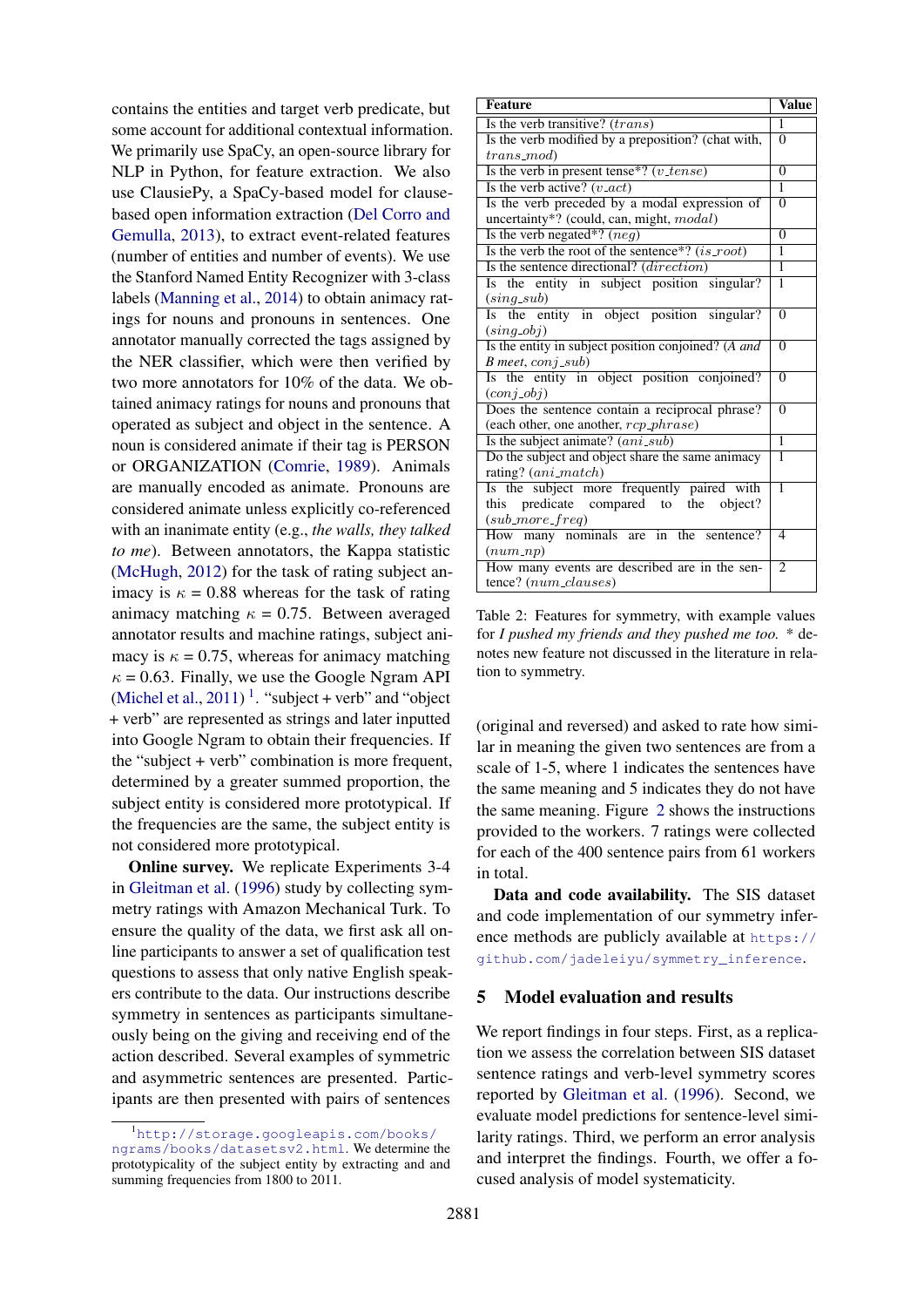contains the entities and target verb predicate, but some account for additional contextual information. We primarily use SpaCy, an open-source library for NLP in Python, for feature extraction. We also use ClausiePy, a SpaCy-based model for clause-based open information extraction (Del Corro and Gemulla, 2013), to extract event-related features (number of entities and number of events). We use the Stanford Named Entity Recognizer with 3-class labels (Manning et al., 2014) to obtain animacy ratings for nouns and pronouns in sentences. One annotator manually corrected the tags assigned by the NER classifier, which were then verified by two more annotators for 10% of the data. We obtained animacy ratings for nouns and pronouns that operated as subject and object in the sentence. A noun is considered animate if their tag is PERSON or ORGANIZATION (Comrie, 1989). Animals are manually encoded as animate. Pronouns are considered animate unless explicitly co-referenced with an inanimate entity (e.g., *the walls, they talked to me*). Between annotators, the Kappa statistic (McHugh, 2012) for the task of rating subject animacy is $\kappa$ = 0.88 whereas for the task of rating animacy matching $\kappa$ = 0.75. Between averaged annotator results and machine ratings, subject animacy is $\kappa$ = 0.75, whereas for animacy matching $\kappa$ = 0.63. Finally, we use the Google Ngram API (Michel et al., 2011) [1]. "subject + verb" and "object + verb" are represented as strings and later inputted into Google Ngram to obtain their frequencies. If the "subject + verb" combination is more frequent, determined by a greater summed proportion, the subject entity is considered more prototypical. If the frequencies are the same, the subject entity is not considered more prototypical.

**Online survey.** We replicate Experiments 3-4 in Gleitman et al. (1996) study by collecting symmetry ratings with Amazon Mechanical Turk. To ensure the quality of the data, we first ask all online participants to answer a set of qualification test questions to assess that only native English speakers contribute to the data. Our instructions describe symmetry in sentences as participants simultaneously being on the giving and receiving end of the action described. Several examples of symmetric and asymmetric sentences are presented. Participants are then presented with pairs of sentences (original and reversed) and asked to rate how similar in meaning the given two sentences are from a scale of 1-5, where 1 indicates the sentences have the same meaning and 5 indicates they do not have the same meaning. Figure 2 shows the instructions provided to the workers. 7 ratings were collected for each of the 400 sentence pairs from 61 workers in total.

| Feature | Value |
|---|---|
| Is the verb transitive? (*trans*) | 1 |
| Is the verb modified by a preposition? (chat with, *trans_mod*) | 0 |
| Is the verb in present tense*? (*v_tense*) | 0 |
| Is the verb active? (*v_act*) | 1 |
| Is the verb preceded by a modal expression of uncertainty*? (could, can, might, *modal*) | 0 |
| Is the verb negated*? (*neg*) | 0 |
| Is the verb the root of the sentence*? (*is_root*) | 1 |
| Is the sentence directional? (*direction*) | 1 |
| Is the entity in subject position singular? (*sing_sub*) | 1 |
| Is the entity in object position singular? (*sing_obj*) | 0 |
| Is the entity in subject position conjoined? (*A and B meet*, *conj_sub*) | 0 |
| Is the entity in object position conjoined? (*conj_obj*) | 0 |
| Does the sentence contain a reciprocal phrase? (each other, one another, *rcp_phrase*) | 0 |
| Is the subject animate? (*ani_sub*) | 1 |
| Do the subject and object share the same animacy rating? (*ani_match*) | 1 |
| Is the subject more frequently paired with this predicate compared to the object? (*sub_more_freq*) | 1 |
| How many nominals are in the sentence? (*num_np*) | 4 |
| How many events are described are in the sentence? (*num_clauses*) | 2 |

Table 2: Features for symmetry, with example values for *I pushed my friends and they pushed me too.* * denotes new feature not discussed in the literature in relation to symmetry.

**Data and code availability.** The SIS dataset and code implementation of our symmetry inference methods are publicly available at https://github.com/jadeleiyu/symmetry_inference.

## 5 Model evaluation and results

We report findings in four steps. First, as a replication we assess the correlation between SIS dataset sentence ratings and verb-level symmetry scores reported by Gleitman et al. (1996). Second, we evaluate model predictions for sentence-level similarity ratings. Third, we perform an error analysis and interpret the findings. Fourth, we offer a focused analysis of model systematicity.

[1] http://storage.googleapis.com/books/ngrams/books/datasetsv2.html. We determine the prototypicality of the subject entity by extracting and and summing frequencies from 1800 to 2011.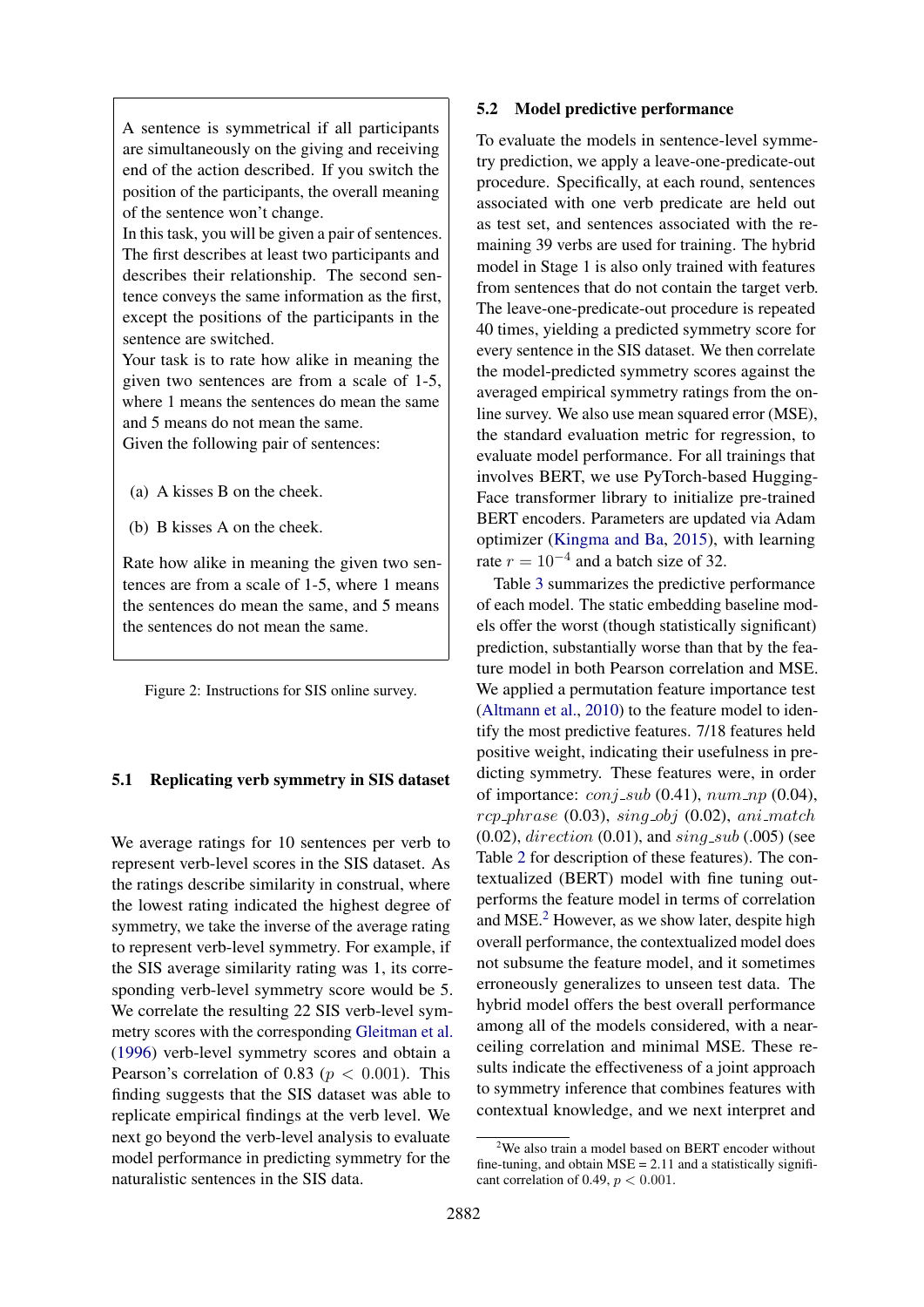A sentence is symmetrical if all participants are simultaneously on the giving and receiving end of the action described. If you switch the position of the participants, the overall meaning of the sentence won't change.

In this task, you will be given a pair of sentences. The first describes at least two participants and describes their relationship. The second sentence conveys the same information as the first, except the positions of the participants in the sentence are switched.

Your task is to rate how alike in meaning the given two sentences are from a scale of 1-5, where 1 means the sentences do mean the same and 5 means do not mean the same.

Given the following pair of sentences:

(a) A kisses B on the cheek.

(b) B kisses A on the cheek.

Rate how alike in meaning the given two sentences are from a scale of 1-5, where 1 means the sentences do mean the same, and 5 means the sentences do not mean the same.

Figure 2: Instructions for SIS online survey.

### 5.1 Replicating verb symmetry in SIS dataset

We average ratings for 10 sentences per verb to represent verb-level scores in the SIS dataset. As the ratings describe similarity in construal, where the lowest rating indicated the highest degree of symmetry, we take the inverse of the average rating to represent verb-level symmetry. For example, if the SIS average similarity rating was 1, its corresponding verb-level symmetry score would be 5. We correlate the resulting 22 SIS verb-level symmetry scores with the corresponding Gleitman et al. (1996) verb-level symmetry scores and obtain a Pearson's correlation of 0.83 ($p < 0.001$). This finding suggests that the SIS dataset was able to replicate empirical findings at the verb level. We next go beyond the verb-level analysis to evaluate model performance in predicting symmetry for the naturalistic sentences in the SIS data.

### 5.2 Model predictive performance

To evaluate the models in sentence-level symmetry prediction, we apply a leave-one-predicate-out procedure. Specifically, at each round, sentences associated with one verb predicate are held out as test set, and sentences associated with the remaining 39 verbs are used for training. The hybrid model in Stage 1 is also only trained with features from sentences that do not contain the target verb. The leave-one-predicate-out procedure is repeated 40 times, yielding a predicted symmetry score for every sentence in the SIS dataset. We then correlate the model-predicted symmetry scores against the averaged empirical symmetry ratings from the online survey. We also use mean squared error (MSE), the standard evaluation metric for regression, to evaluate model performance. For all trainings that involves BERT, we use PyTorch-based HuggingFace transformer library to initialize pre-trained BERT encoders. Parameters are updated via Adam optimizer (Kingma and Ba, 2015), with learning rate $r = 10^{-4}$ and a batch size of 32.

Table 3 summarizes the predictive performance of each model. The static embedding baseline models offer the worst (though statistically significant) prediction, substantially worse than that by the feature model in both Pearson correlation and MSE. We applied a permutation feature importance test (Altmann et al., 2010) to the feature model to identify the most predictive features. 7/18 features held positive weight, indicating their usefulness in predicting symmetry. These features were, in order of importance: $conj\_sub$ (0.41), $num\_np$ (0.04), $rcp\_phrase$ (0.03), $sing\_obj$ (0.02), $ani\_match$ (0.02), $direction$ (0.01), and $sing\_sub$ (.005) (see Table 2 for description of these features). The contextualized (BERT) model with fine tuning outperforms the feature model in terms of correlation and MSE.[2] However, as we show later, despite high overall performance, the contextualized model does not subsume the feature model, and it sometimes erroneously generalizes to unseen test data. The hybrid model offers the best overall performance among all of the models considered, with a near-ceiling correlation and minimal MSE. These results indicate the effectiveness of a joint approach to symmetry inference that combines features with contextual knowledge, and we next interpret and

[2]We also train a model based on BERT encoder without fine-tuning, and obtain MSE = 2.11 and a statistically significant correlation of 0.49, $p < 0.001$.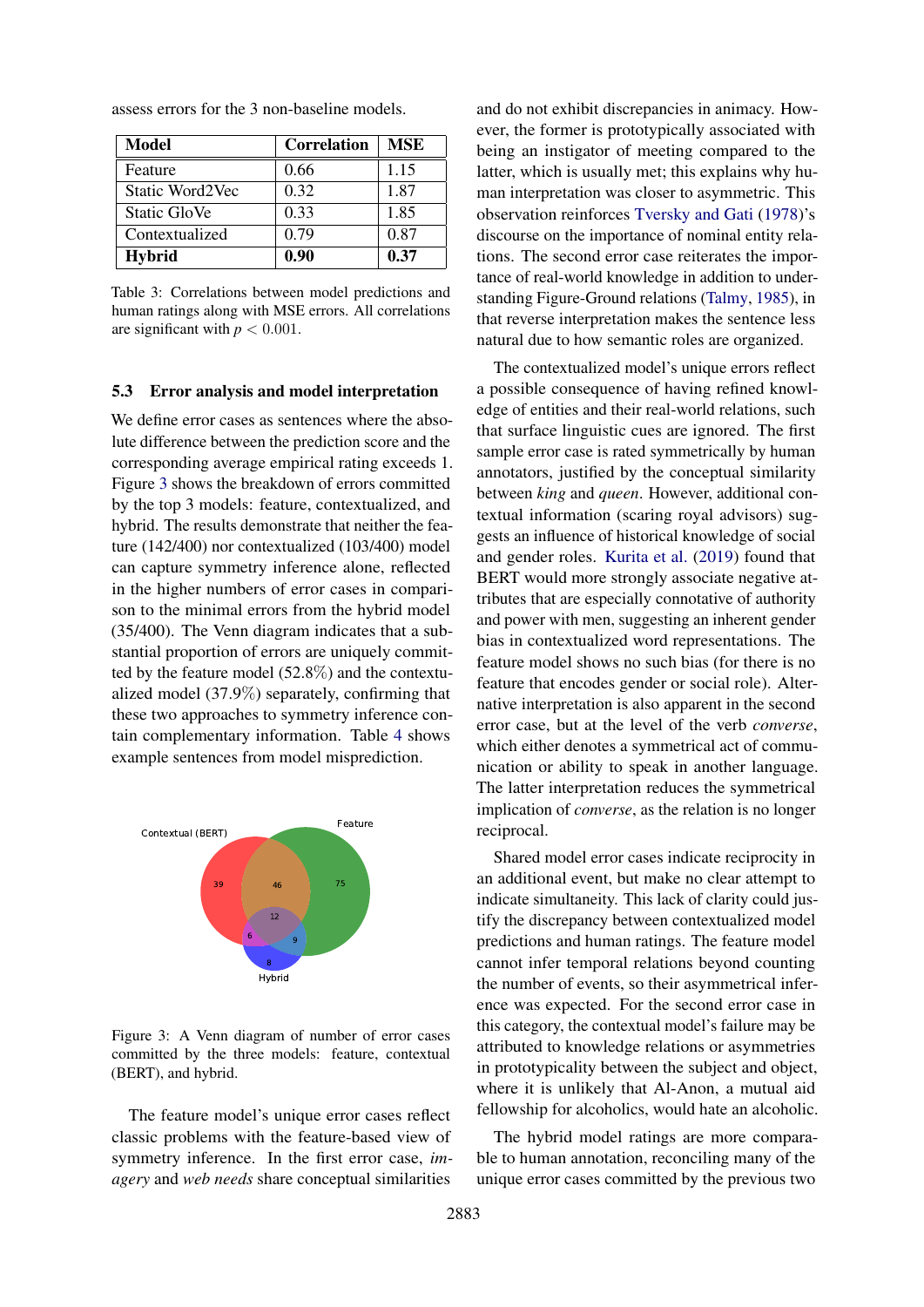assess errors for the 3 non-baseline models.

| Model | Correlation | MSE |
|---|---|---|
| Feature | 0.66 | 1.15 |
| Static Word2Vec | 0.32 | 1.87 |
| Static GloVe | 0.33 | 1.85 |
| Contextualized | 0.79 | 0.87 |
| **Hybrid** | **0.90** | **0.37** |

Table 3: Correlations between model predictions and human ratings along with MSE errors. All correlations are significant with $p < 0.001$.

### 5.3 Error analysis and model interpretation

We define error cases as sentences where the absolute difference between the prediction score and the corresponding average empirical rating exceeds 1. Figure 3 shows the breakdown of errors committed by the top 3 models: feature, contextualized, and hybrid. The results demonstrate that neither the feature (142/400) nor contextualized (103/400) model can capture symmetry inference alone, reflected in the higher numbers of error cases in comparison to the minimal errors from the hybrid model (35/400). The Venn diagram indicates that a substantial proportion of errors are uniquely committed by the feature model (52.8%) and the contextualized model (37.9%) separately, confirming that these two approaches to symmetry inference contain complementary information. Table 4 shows example sentences from model misprediction.

Figure 3: A Venn diagram of number of error cases committed by the three models: feature, contextual (BERT), and hybrid.

The feature model's unique error cases reflect classic problems with the feature-based view of symmetry inference. In the first error case, *imagery* and *web needs* share conceptual similarities and do not exhibit discrepancies in animacy. However, the former is prototypically associated with being an instigator of meeting compared to the latter, which is usually met; this explains why human interpretation was closer to asymmetric. This observation reinforces Tversky and Gati (1978)'s discourse on the importance of nominal entity relations. The second error case reiterates the importance of real-world knowledge in addition to understanding Figure-Ground relations (Talmy, 1985), in that reverse interpretation makes the sentence less natural due to how semantic roles are organized.

The contextualized model's unique errors reflect a possible consequence of having refined knowledge of entities and their real-world relations, such that surface linguistic cues are ignored. The first sample error case is rated symmetrically by human annotators, justified by the conceptual similarity between *king* and *queen*. However, additional contextual information (scaring royal advisors) suggests an influence of historical knowledge of social and gender roles. Kurita et al. (2019) found that BERT would more strongly associate negative attributes that are especially connotative of authority and power with men, suggesting an inherent gender bias in contextualized word representations. The feature model shows no such bias (for there is no feature that encodes gender or social role). Alternative interpretation is also apparent in the second error case, but at the level of the verb *converse*, which either denotes a symmetrical act of communication or ability to speak in another language. The latter interpretation reduces the symmetrical implication of *converse*, as the relation is no longer reciprocal.

Shared model error cases indicate reciprocity in an additional event, but make no clear attempt to indicate simultaneity. This lack of clarity could justify the discrepancy between contextualized model predictions and human ratings. The feature model cannot infer temporal relations beyond counting the number of events, so their asymmetrical inference was expected. For the second error case in this category, the contextual model's failure may be attributed to knowledge relations or asymmetries in prototypicality between the subject and object, where it is unlikely that Al-Anon, a mutual aid fellowship for alcoholics, would hate an alcoholic.

The hybrid model ratings are more comparable to human annotation, reconciling many of the unique error cases committed by the previous two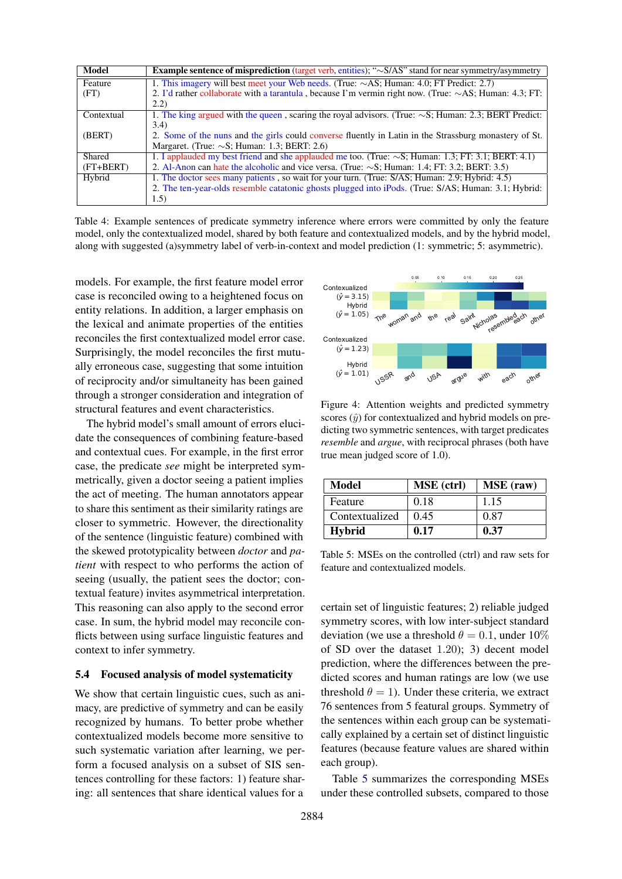| Model | Example sentence of misprediction (target verb, entities); "∼S/AS" stand for near symmetry/asymmetry |
|---|---|
| Feature (FT) | 1. This imagery will best meet your Web needs. (True: ∼AS; Human: 4.0; FT Predict: 2.7)<br>2. I'd rather collaborate with a tarantula , because I'm vermin right now. (True: ∼AS; Human: 4.3; FT: 2.2) |
| Contextual (BERT) | 1. The king argued with the queen , scaring the royal advisors. (True: ∼S; Human: 2.3; BERT Predict: 3.4)<br>2. Some of the nuns and the girls could converse fluently in Latin in the Strassburg monastery of St. Margaret. (True: ∼S; Human: 1.3; BERT: 2.6) |
| Shared (FT+BERT) | 1. I applauded my best friend and she applauded me too. (True: ∼S; Human: 1.3; FT: 3.1; BERT: 4.1)<br>2. Al-Anon can hate the alcoholic and vice versa. (True: ∼S; Human: 1.4; FT: 3.2; BERT: 3.5) |
| Hybrid | 1. The doctor sees many patients , so wait for your turn. (True: S/AS; Human: 2.9; Hybrid: 4.5)<br>2. The ten-year-olds resemble catatonic ghosts plugged into iPods. (True: S/AS; Human: 3.1; Hybrid: 1.5) |

Table 4: Example sentences of predicate symmetry inference where errors were committed by only the feature model, only the contextualized model, shared by both feature and contextualized models, and by the hybrid model, along with suggested (a)symmetry label of verb-in-context and model prediction (1: symmetric; 5: asymmetric).

models. For example, the first feature model error case is reconciled owing to a heightened focus on entity relations. In addition, a larger emphasis on the lexical and animate properties of the entities reconciles the first contextualized model error case. Surprisingly, the model reconciles the first mutually erroneous case, suggesting that some intuition of reciprocity and/or simultaneity has been gained through a stronger consideration and integration of structural features and event characteristics.

The hybrid model's small amount of errors elucidate the consequences of combining feature-based and contextual cues. For example, in the first error case, the predicate *see* might be interpreted symmetrically, given a doctor seeing a patient implies the act of meeting. The human annotators appear to share this sentiment as their similarity ratings are closer to symmetric. However, the directionality of the sentence (linguistic feature) combined with the skewed prototypicality between *doctor* and *patient* with respect to who performs the action of seeing (usually, the patient sees the doctor; contextual feature) invites asymmetrical interpretation. This reasoning can also apply to the second error case. In sum, the hybrid model may reconcile conflicts between using surface linguistic features and context to infer symmetry.

## 5.4 Focused analysis of model systematicity

We show that certain linguistic cues, such as animacy, are predictive of symmetry and can be easily recognized by humans. To better probe whether contextualized models become more sensitive to such systematic variation after learning, we perform a focused analysis on a subset of SIS sentences controlling for these factors: 1) feature sharing: all sentences that share identical values for a certain set of linguistic features; 2) reliable judged symmetry scores, with low inter-subject standard deviation (we use a threshold $\theta = 0.1$, under 10% of SD over the dataset 1.20); 3) decent model prediction, where the differences between the predicted scores and human ratings are low (we use threshold $\theta = 1$). Under these criteria, we extract 76 sentences from 5 featural groups. Symmetry of the sentences within each group can be systematically explained by a certain set of distinct linguistic features (because feature values are shared within each group).

Table 5 summarizes the corresponding MSEs under these controlled subsets, compared to those

Figure 4: Attention weights and predicted symmetry scores ($\hat{y}$) for contextualized and hybrid models on predicting two symmetric sentences, with target predicates *resemble* and *argue*, with reciprocal phrases (both have true mean judged score of 1.0).

| Model | MSE (ctrl) | MSE (raw) |
|---|---|---|
| Feature | 0.18 | 1.15 |
| Contextualized | 0.45 | 0.87 |
| **Hybrid** | **0.17** | **0.37** |

Table 5: MSEs on the controlled (ctrl) and raw sets for feature and contextualized models.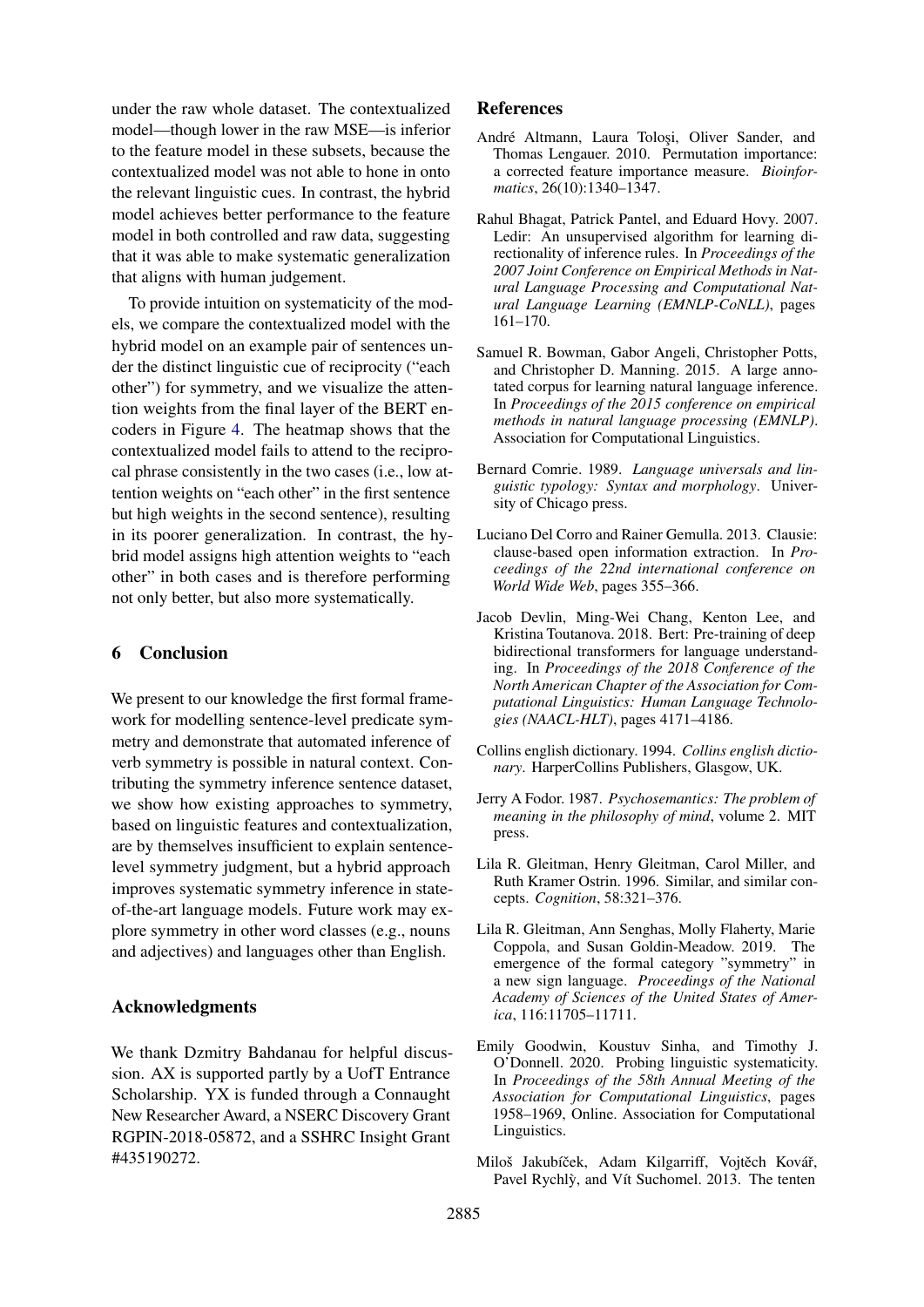under the raw whole dataset. The contextualized model—though lower in the raw MSE—is inferior to the feature model in these subsets, because the contextualized model was not able to hone in onto the relevant linguistic cues. In contrast, the hybrid model achieves better performance to the feature model in both controlled and raw data, suggesting that it was able to make systematic generalization that aligns with human judgement.

To provide intuition on systematicity of the models, we compare the contextualized model with the hybrid model on an example pair of sentences under the distinct linguistic cue of reciprocity ("each other") for symmetry, and we visualize the attention weights from the final layer of the BERT encoders in Figure 4. The heatmap shows that the contextualized model fails to attend to the reciprocal phrase consistently in the two cases (i.e., low attention weights on "each other" in the first sentence but high weights in the second sentence), resulting in its poorer generalization. In contrast, the hybrid model assigns high attention weights to "each other" in both cases and is therefore performing not only better, but also more systematically.

## 6 Conclusion

We present to our knowledge the first formal framework for modelling sentence-level predicate symmetry and demonstrate that automated inference of verb symmetry is possible in natural context. Contributing the symmetry inference sentence dataset, we show how existing approaches to symmetry, based on linguistic features and contextualization, are by themselves insufficient to explain sentence-level symmetry judgment, but a hybrid approach improves systematic symmetry inference in state-of-the-art language models. Future work may explore symmetry in other word classes (e.g., nouns and adjectives) and languages other than English.

## Acknowledgments

We thank Dzmitry Bahdanau for helpful discussion. AX is supported partly by a UofT Entrance Scholarship. YX is funded through a Connaught New Researcher Award, a NSERC Discovery Grant RGPIN-2018-05872, and a SSHRC Insight Grant #435190272.

## References

André Altmann, Laura Toloşi, Oliver Sander, and Thomas Lengauer. 2010. Permutation importance: a corrected feature importance measure. *Bioinformatics*, 26(10):1340–1347.

Rahul Bhagat, Patrick Pantel, and Eduard Hovy. 2007. Ledir: An unsupervised algorithm for learning directionality of inference rules. In *Proceedings of the 2007 Joint Conference on Empirical Methods in Natural Language Processing and Computational Natural Language Learning (EMNLP-CoNLL)*, pages 161–170.

Samuel R. Bowman, Gabor Angeli, Christopher Potts, and Christopher D. Manning. 2015. A large annotated corpus for learning natural language inference. In *Proceedings of the 2015 conference on empirical methods in natural language processing (EMNLP)*. Association for Computational Linguistics.

Bernard Comrie. 1989. *Language universals and linguistic typology: Syntax and morphology*. University of Chicago press.

Luciano Del Corro and Rainer Gemulla. 2013. Clausie: clause-based open information extraction. In *Proceedings of the 22nd international conference on World Wide Web*, pages 355–366.

Jacob Devlin, Ming-Wei Chang, Kenton Lee, and Kristina Toutanova. 2018. Bert: Pre-training of deep bidirectional transformers for language understanding. In *Proceedings of the 2018 Conference of the North American Chapter of the Association for Computational Linguistics: Human Language Technologies (NAACL-HLT)*, pages 4171–4186.

Collins english dictionary. 1994. *Collins english dictionary*. HarperCollins Publishers, Glasgow, UK.

Jerry A Fodor. 1987. *Psychosemantics: The problem of meaning in the philosophy of mind*, volume 2. MIT press.

Lila R. Gleitman, Henry Gleitman, Carol Miller, and Ruth Kramer Ostrin. 1996. Similar, and similar concepts. *Cognition*, 58:321–376.

Lila R. Gleitman, Ann Senghas, Molly Flaherty, Marie Coppola, and Susan Goldin-Meadow. 2019. The emergence of the formal category "symmetry" in a new sign language. *Proceedings of the National Academy of Sciences of the United States of America*, 116:11705–11711.

Emily Goodwin, Koustuv Sinha, and Timothy J. O'Donnell. 2020. Probing linguistic systematicity. In *Proceedings of the 58th Annual Meeting of the Association for Computational Linguistics*, pages 1958–1969, Online. Association for Computational Linguistics.

Miloš Jakubíček, Adam Kilgarriff, Vojtěch Kovář, Pavel Rychlỳ, and Vít Suchomel. 2013. The tenten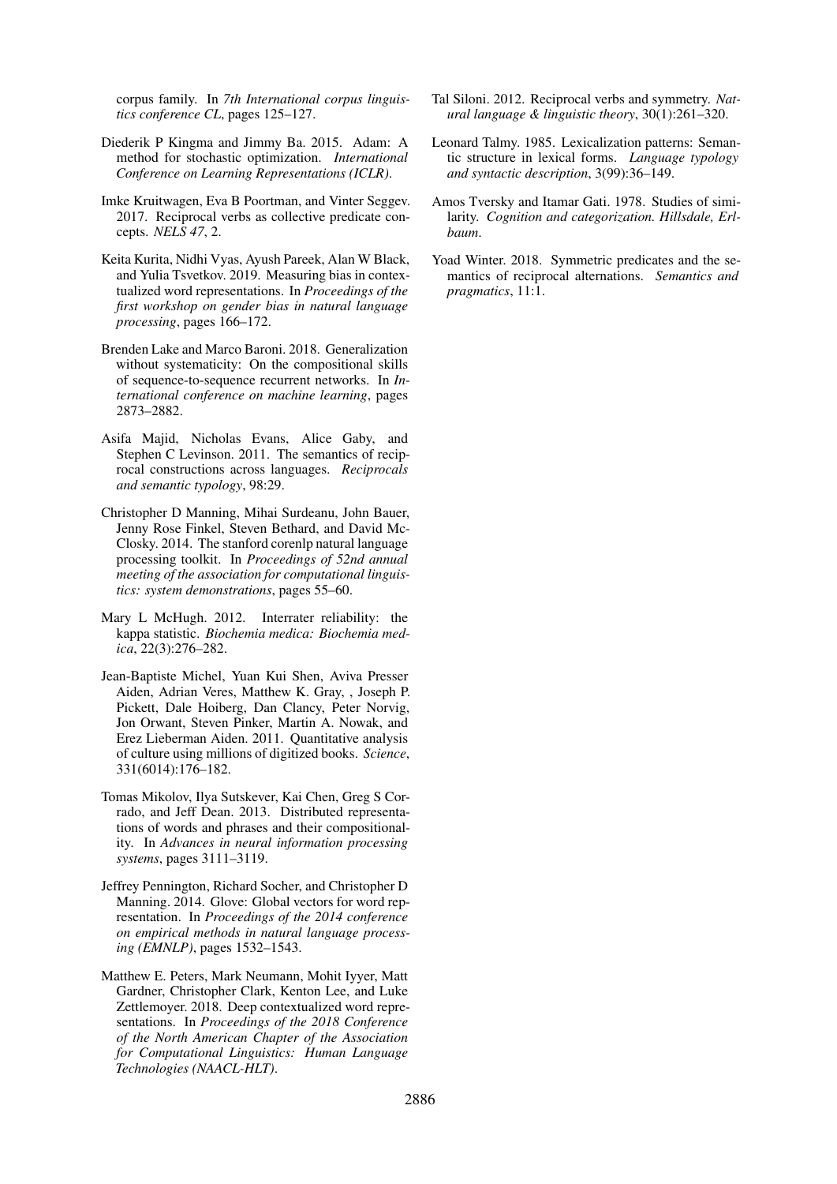corpus family. In *7th International corpus linguistics conference CL*, pages 125–127.

Diederik P Kingma and Jimmy Ba. 2015. Adam: A method for stochastic optimization. *International Conference on Learning Representations (ICLR)*.

Imke Kruitwagen, Eva B Poortman, and Vinter Seggev. 2017. Reciprocal verbs as collective predicate concepts. *NELS 47*, 2.

Keita Kurita, Nidhi Vyas, Ayush Pareek, Alan W Black, and Yulia Tsvetkov. 2019. Measuring bias in contextualized word representations. In *Proceedings of the first workshop on gender bias in natural language processing*, pages 166–172.

Brenden Lake and Marco Baroni. 2018. Generalization without systematicity: On the compositional skills of sequence-to-sequence recurrent networks. In *International conference on machine learning*, pages 2873–2882.

Asifa Majid, Nicholas Evans, Alice Gaby, and Stephen C Levinson. 2011. The semantics of reciprocal constructions across languages. *Reciprocals and semantic typology*, 98:29.

Christopher D Manning, Mihai Surdeanu, John Bauer, Jenny Rose Finkel, Steven Bethard, and David McClosky. 2014. The stanford corenlp natural language processing toolkit. In *Proceedings of 52nd annual meeting of the association for computational linguistics: system demonstrations*, pages 55–60.

Mary L McHugh. 2012. Interrater reliability: the kappa statistic. *Biochemia medica: Biochemia medica*, 22(3):276–282.

Jean-Baptiste Michel, Yuan Kui Shen, Aviva Presser Aiden, Adrian Veres, Matthew K. Gray, , Joseph P. Pickett, Dale Hoiberg, Dan Clancy, Peter Norvig, Jon Orwant, Steven Pinker, Martin A. Nowak, and Erez Lieberman Aiden. 2011. Quantitative analysis of culture using millions of digitized books. *Science*, 331(6014):176–182.

Tomas Mikolov, Ilya Sutskever, Kai Chen, Greg S Corrado, and Jeff Dean. 2013. Distributed representations of words and phrases and their compositionality. In *Advances in neural information processing systems*, pages 3111–3119.

Jeffrey Pennington, Richard Socher, and Christopher D Manning. 2014. Glove: Global vectors for word representation. In *Proceedings of the 2014 conference on empirical methods in natural language processing (EMNLP)*, pages 1532–1543.

Matthew E. Peters, Mark Neumann, Mohit Iyyer, Matt Gardner, Christopher Clark, Kenton Lee, and Luke Zettlemoyer. 2018. Deep contextualized word representations. In *Proceedings of the 2018 Conference of the North American Chapter of the Association for Computational Linguistics: Human Language Technologies (NAACL-HLT)*.

Tal Siloni. 2012. Reciprocal verbs and symmetry. *Natural language & linguistic theory*, 30(1):261–320.

Leonard Talmy. 1985. Lexicalization patterns: Semantic structure in lexical forms. *Language typology and syntactic description*, 3(99):36–149.

Amos Tversky and Itamar Gati. 1978. Studies of similarity. *Cognition and categorization. Hillsdale, Erlbaum*.

Yoad Winter. 2018. Symmetric predicates and the semantics of reciprocal alternations. *Semantics and pragmatics*, 11:1.